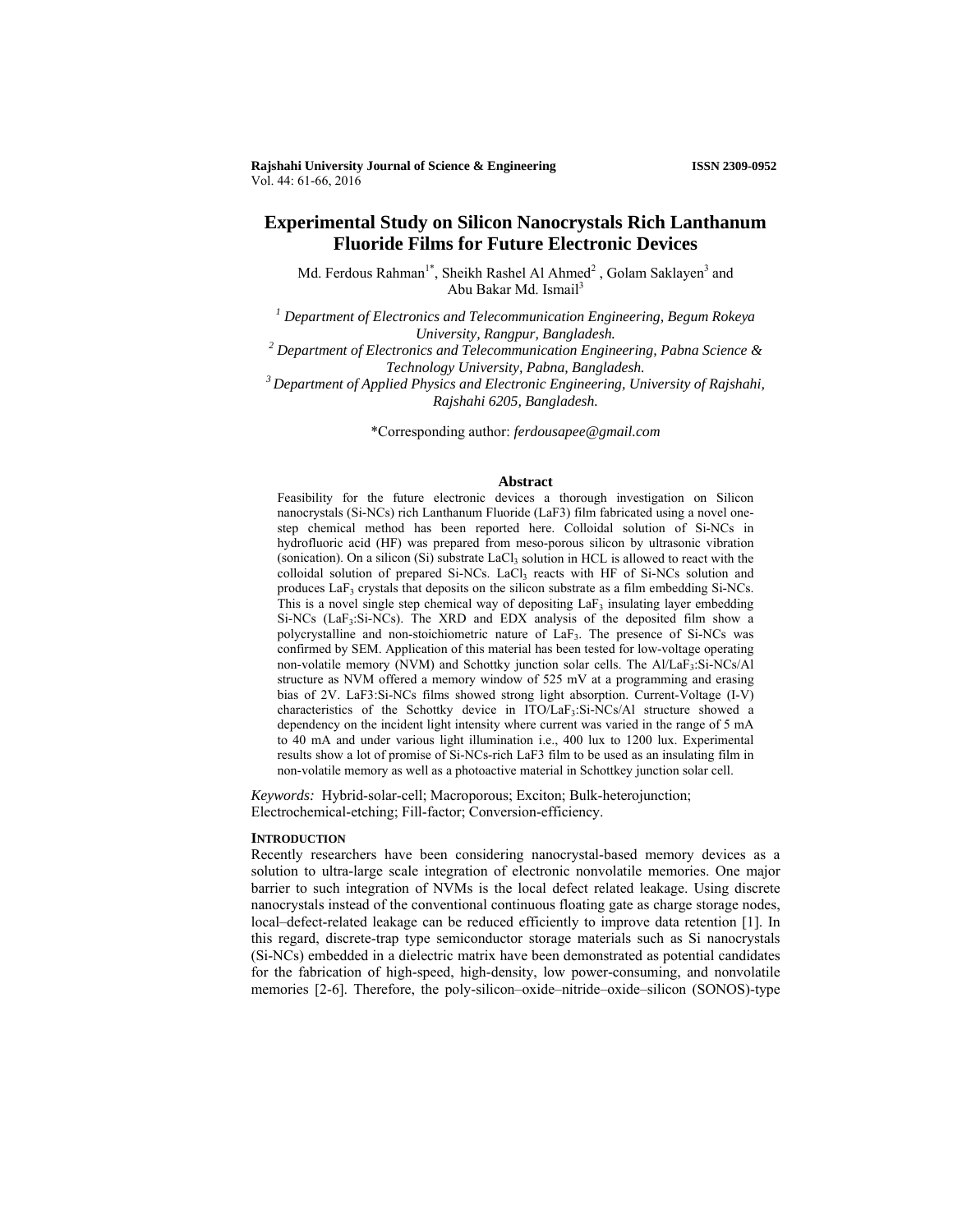Rajshahi University Journal of Science & Engineering ISSN 2309-0952
Vol. 44: 61-66, 2016

# Experimental Study on Silicon Nanocrystals Rich Lanthanum Fluoride Films for Future Electronic Devices

Md. Ferdous Rahman[1*], Sheikh Rashel Al Ahmed[2], Golam Saklayen[3] and Abu Bakar Md. Ismail[3]

[1] *Department of Electronics and Telecommunication Engineering, Begum Rokeya University, Rangpur, Bangladesh.*
[2] *Department of Electronics and Telecommunication Engineering, Pabna Science & Technology University, Pabna, Bangladesh.*
[3] *Department of Applied Physics and Electronic Engineering, University of Rajshahi, Rajshahi 6205, Bangladesh.*

*Corresponding author: *ferdousapee@gmail.com*

## Abstract

Feasibility for the future electronic devices a thorough investigation on Silicon nanocrystals (Si-NCs) rich Lanthanum Fluoride (LaF3) film fabricated using a novel one-step chemical method has been reported here. Colloidal solution of Si-NCs in hydrofluoric acid (HF) was prepared from meso-porous silicon by ultrasonic vibration (sonication). On a silicon (Si) substrate $LaCl_3$ solution in HCL is allowed to react with the colloidal solution of prepared Si-NCs. $LaCl_3$ reacts with HF of Si-NCs solution and produces $LaF_3$ crystals that deposits on the silicon substrate as a film embedding Si-NCs. This is a novel single step chemical way of depositing $LaF_3$ insulating layer embedding Si-NCs ($LaF_3$:Si-NCs). The XRD and EDX analysis of the deposited film show a polycrystalline and non-stoichiometric nature of $LaF_3$. The presence of Si-NCs was confirmed by SEM. Application of this material has been tested for low-voltage operating non-volatile memory (NVM) and Schottky junction solar cells. The Al/$LaF_3$:Si-NCs/Al structure as NVM offered a memory window of 525 mV at a programming and erasing bias of 2V. LaF3:Si-NCs films showed strong light absorption. Current-Voltage (I-V) characteristics of the Schottky device in ITO/$LaF_3$:Si-NCs/Al structure showed a dependency on the incident light intensity where current was varied in the range of 5 mA to 40 mA and under various light illumination i.e., 400 lux to 1200 lux. Experimental results show a lot of promise of Si-NCs-rich LaF3 film to be used as an insulating film in non-volatile memory as well as a photoactive material in Schottkey junction solar cell.

*Keywords:* Hybrid-solar-cell; Macroporous; Exciton; Bulk-heterojunction; Electrochemical-etching; Fill-factor; Conversion-efficiency.

## Introduction

Recently researchers have been considering nanocrystal-based memory devices as a solution to ultra-large scale integration of electronic nonvolatile memories. One major barrier to such integration of NVMs is the local defect related leakage. Using discrete nanocrystals instead of the conventional continuous floating gate as charge storage nodes, local–defect-related leakage can be reduced efficiently to improve data retention [1]. In this regard, discrete-trap type semiconductor storage materials such as Si nanocrystals (Si-NCs) embedded in a dielectric matrix have been demonstrated as potential candidates for the fabrication of high-speed, high-density, low power-consuming, and nonvolatile memories [2-6]. Therefore, the poly-silicon–oxide–nitride–oxide–silicon (SONOS)-type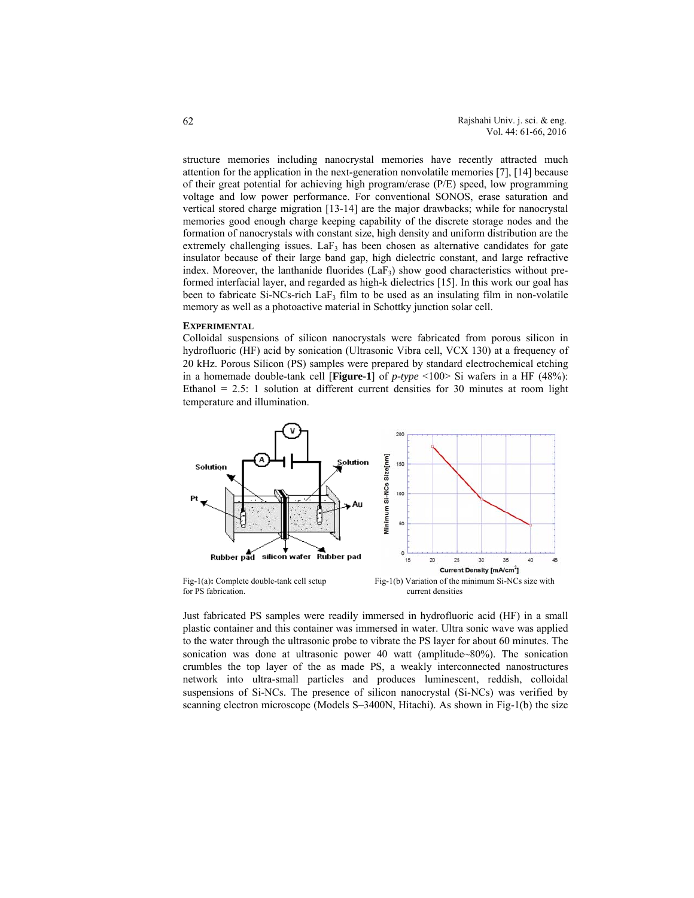structure memories including nanocrystal memories have recently attracted much attention for the application in the next-generation nonvolatile memories [7], [14] because of their great potential for achieving high program/erase (P/E) speed, low programming voltage and low power performance. For conventional SONOS, erase saturation and vertical stored charge migration [13-14] are the major drawbacks; while for nanocrystal memories good enough charge keeping capability of the discrete storage nodes and the formation of nanocrystals with constant size, high density and uniform distribution are the extremely challenging issues. $LaF_3$ has been chosen as alternative candidates for gate insulator because of their large band gap, high dielectric constant, and large refractive index. Moreover, the lanthanide fluorides ($LaF_3$) show good characteristics without pre-formed interfacial layer, and regarded as high-k dielectrics [15]. In this work our goal has been to fabricate Si-NCs-rich $LaF_3$ film to be used as an insulating film in non-volatile memory as well as a photoactive material in Schottky junction solar cell.

## EXPERIMENTAL

Colloidal suspensions of silicon nanocrystals were fabricated from porous silicon in hydrofluoric (HF) acid by sonication (Ultrasonic Vibra cell, VCX 130) at a frequency of 20 kHz. Porous Silicon (PS) samples were prepared by standard electrochemical etching in a homemade double-tank cell [**Figure-1**] of *p-type* <100> Si wafers in a HF (48%): Ethanol = 2.5: 1 solution at different current densities for 30 minutes at room light temperature and illumination.

Fig-1(a)**:** Complete double-tank cell setup for PS fabrication.

Fig-1(b) Variation of the minimum Si-NCs size with current densities

Just fabricated PS samples were readily immersed in hydrofluoric acid (HF) in a small plastic container and this container was immersed in water. Ultra sonic wave was applied to the water through the ultrasonic probe to vibrate the PS layer for about 60 minutes. The sonication was done at ultrasonic power 40 watt (amplitude~80%). The sonication crumbles the top layer of the as made PS, a weakly interconnected nanostructures network into ultra-small particles and produces luminescent, reddish, colloidal suspensions of Si-NCs. The presence of silicon nanocrystal (Si-NCs) was verified by scanning electron microscope (Models S–3400N, Hitachi). As shown in Fig-1(b) the size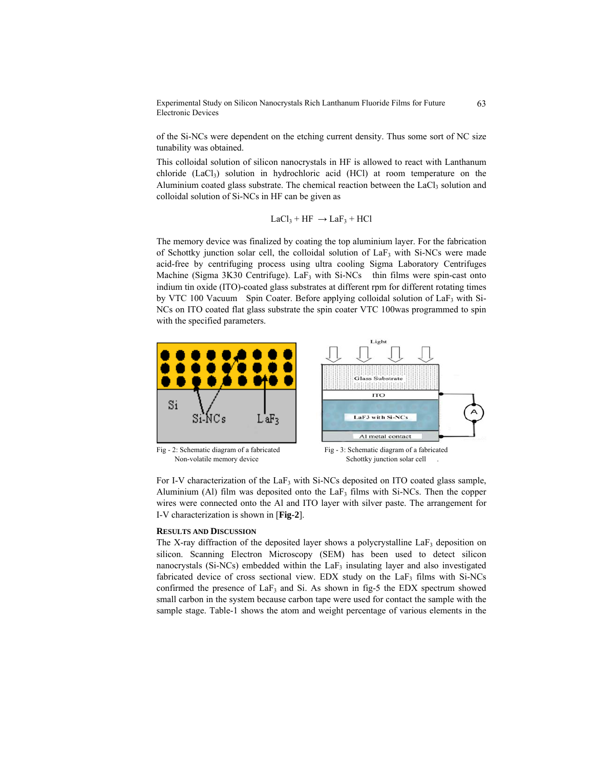of the Si-NCs were dependent on the etching current density. Thus some sort of NC size tunability was obtained.

This colloidal solution of silicon nanocrystals in HF is allowed to react with Lanthanum chloride ($LaCl_3$) solution in hydrochloric acid (HCl) at room temperature on the Aluminium coated glass substrate. The chemical reaction between the $LaCl_3$ solution and colloidal solution of Si-NCs in HF can be given as

$$LaCl_3 + HF \rightarrow LaF_3 + HCl$$

The memory device was finalized by coating the top aluminium layer. For the fabrication of Schottky junction solar cell, the colloidal solution of $LaF_3$ with Si-NCs were made acid-free by centrifuging process using ultra cooling Sigma Laboratory Centrifuges Machine (Sigma 3K30 Centrifuge). $LaF_3$ with Si-NCs thin films were spin-cast onto indium tin oxide (ITO)-coated glass substrates at different rpm for different rotating times by VTC 100 Vacuum Spin Coater. Before applying colloidal solution of $LaF_3$ with Si-NCs on ITO coated flat glass substrate the spin coater VTC 100was programmed to spin with the specified parameters.

Fig - 2: Schematic diagram of a fabricated Non-volatile memory device

Fig - 3: Schematic diagram of a fabricated Schottky junction solar cell

For I-V characterization of the $LaF_3$ with Si-NCs deposited on ITO coated glass sample, Aluminium (Al) film was deposited onto the $LaF_3$ films with Si-NCs. Then the copper wires were connected onto the Al and ITO layer with silver paste. The arrangement for I-V characterization is shown in [**Fig-2**].

## RESULTS AND DISCUSSION

The X-ray diffraction of the deposited layer shows a polycrystalline $LaF_3$ deposition on silicon. Scanning Electron Microscopy (SEM) has been used to detect silicon nanocrystals (Si-NCs) embedded within the $LaF_3$ insulating layer and also investigated fabricated device of cross sectional view. EDX study on the $LaF_3$ films with Si-NCs confirmed the presence of $LaF_3$ and Si. As shown in fig-5 the EDX spectrum showed small carbon in the system because carbon tape were used for contact the sample with the sample stage. Table-1 shows the atom and weight percentage of various elements in the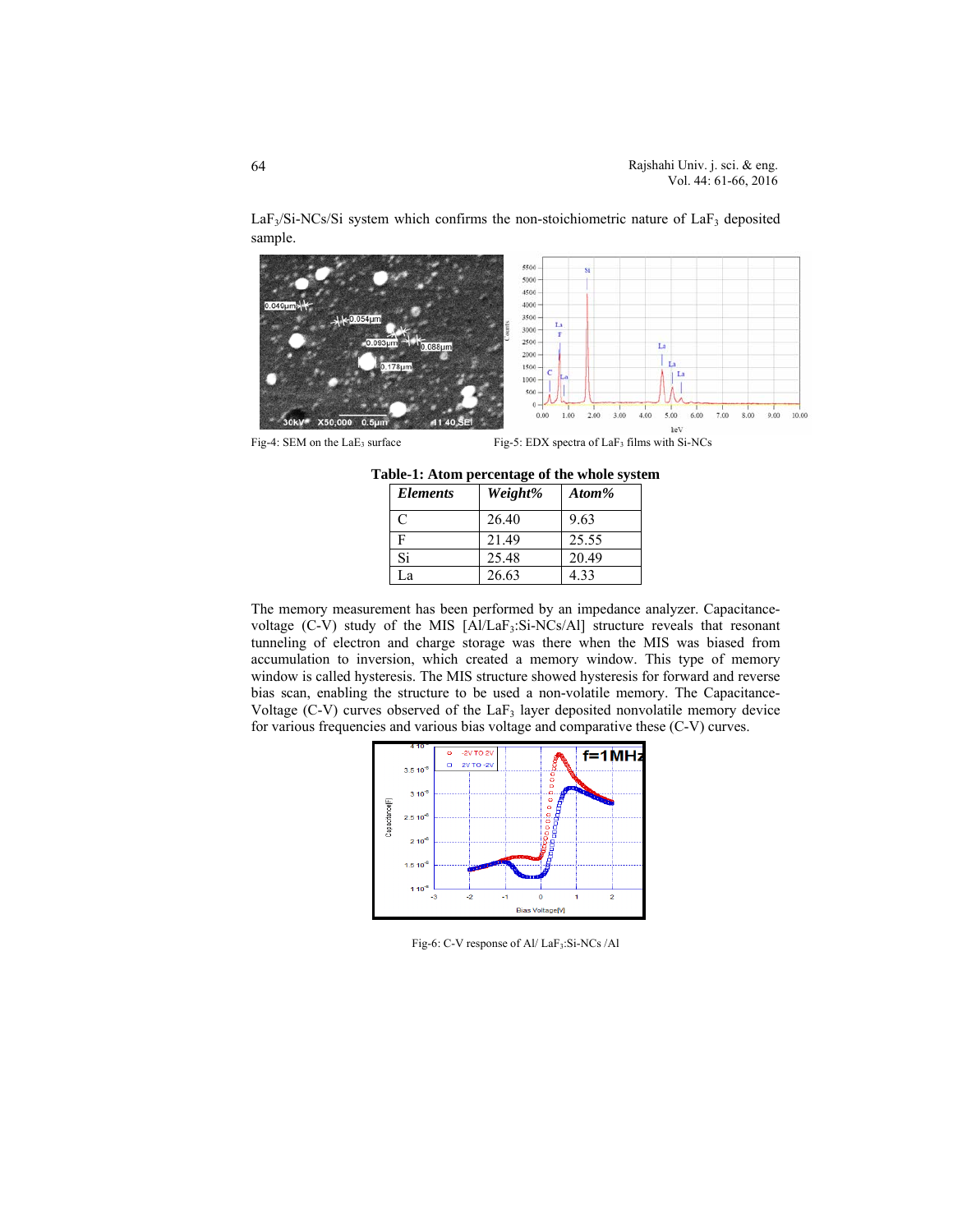$LaF_3$/Si-NCs/Si system which confirms the non-stoichiometric nature of $LaF_3$ deposited sample.

Fig-4: SEM on the $LaF_3$ surface

Fig-5: EDX spectra of $LaF_3$ films with Si-NCs

**Table-1: Atom percentage of the whole system**

| *Elements* | *Weight%* | *Atom%* |
|---|---|---|
| C | 26.40 | 9.63 |
| F | 21.49 | 25.55 |
| Si | 25.48 | 20.49 |
| La | 26.63 | 4.33 |

The memory measurement has been performed by an impedance analyzer. Capacitance-voltage (C-V) study of the MIS [Al/$LaF_3$:Si-NCs/Al] structure reveals that resonant tunneling of electron and charge storage was there when the MIS was biased from accumulation to inversion, which created a memory window. This type of memory window is called hysteresis. The MIS structure showed hysteresis for forward and reverse bias scan, enabling the structure to be used a non-volatile memory. The Capacitance-Voltage (C-V) curves observed of the $LaF_3$ layer deposited nonvolatile memory device for various frequencies and various bias voltage and comparative these (C-V) curves.

Fig-6: C-V response of Al/ $LaF_3$:Si-NCs /Al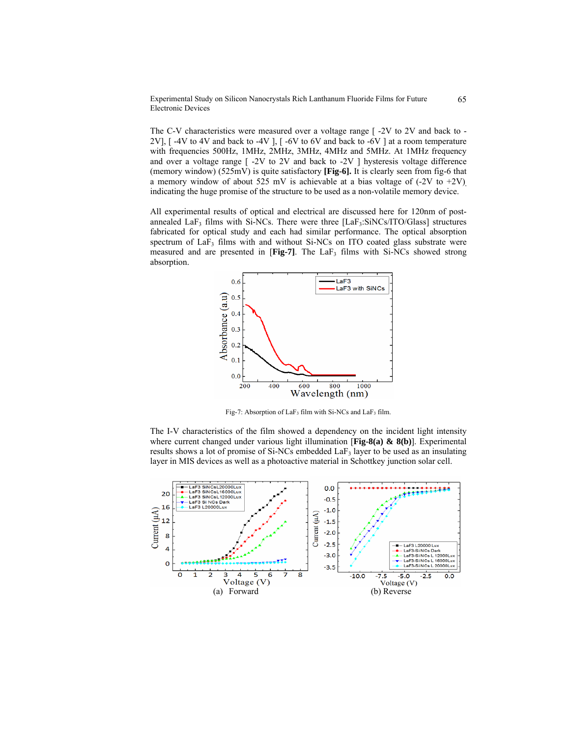The C-V characteristics were measured over a voltage range [ -2V to 2V and back to -2V], [ -4V to 4V and back to -4V ], [ -6V to 6V and back to -6V ] at a room temperature with frequencies 500Hz, 1MHz, 2MHz, 3MHz, 4MHz and 5MHz. At 1MHz frequency and over a voltage range [ -2V to 2V and back to -2V ] hysteresis voltage difference (memory window) (525mV) is quite satisfactory **[Fig-6].** It is clearly seen from fig-6 that a memory window of about 525 mV is achievable at a bias voltage of (-2V to +2V), indicating the huge promise of the structure to be used as a non-volatile memory device.

All experimental results of optical and electrical are discussed here for 120nm of post-annealed $LaF_3$ films with Si-NCs. There were three [$LaF_3$:SiNCs/ITO/Glass] structures fabricated for optical study and each had similar performance. The optical absorption spectrum of $LaF_3$ films with and without Si-NCs on ITO coated glass substrate were measured and are presented in [**Fig-7**]. The $LaF_3$ films with Si-NCs showed strong absorption.

Fig-7: Absorption of $LaF_3$ film with Si-NCs and $LaF_3$ film.

The I-V characteristics of the film showed a dependency on the incident light intensity where current changed under various light illumination [**Fig-8(a) & 8(b)**]. Experimental results shows a lot of promise of Si-NCs embedded $LaF_3$ layer to be used as an insulating layer in MIS devices as well as a photoactive material in Schottkey junction solar cell.

(a) Forward

(b) Reverse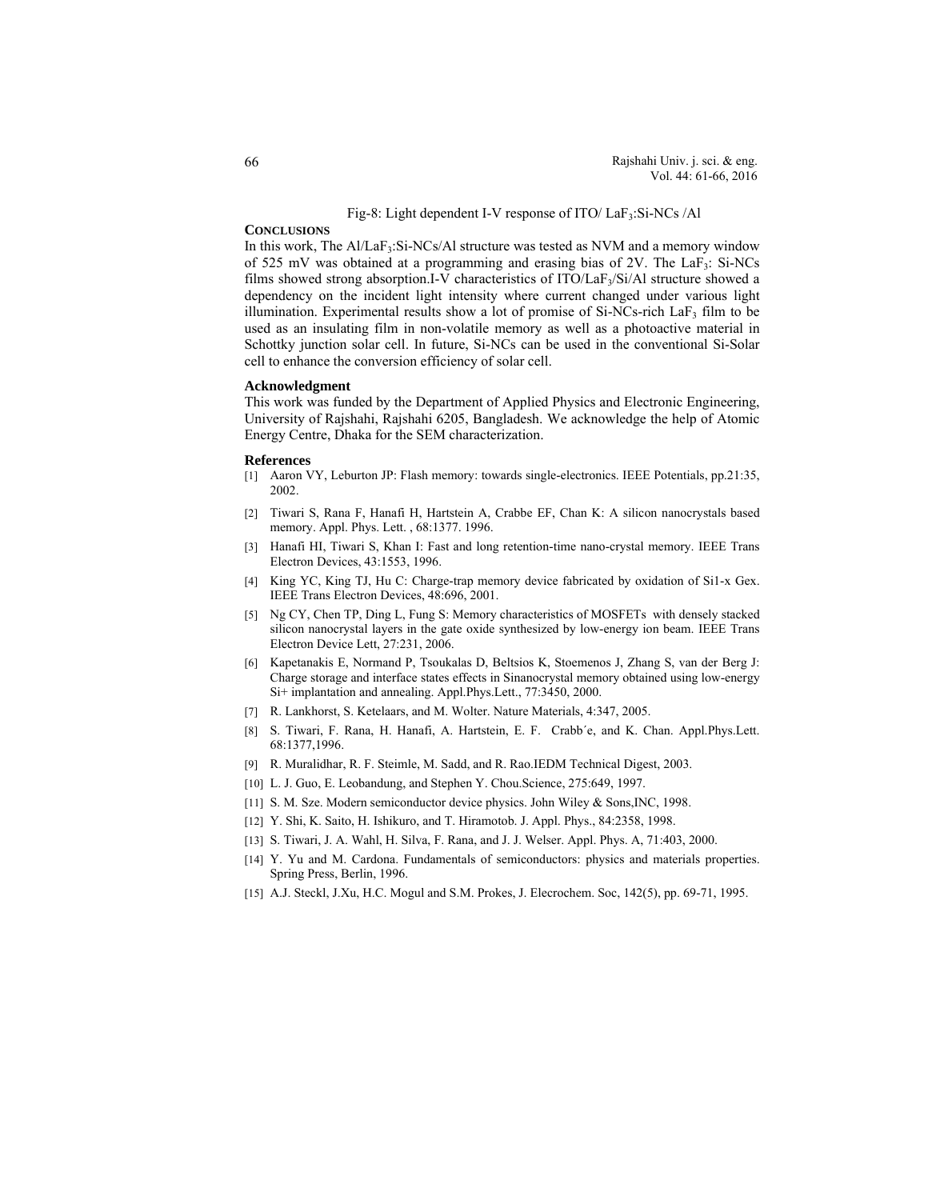Fig-8: Light dependent I-V response of ITO/ $LaF_3$:Si-NCs /Al

## CONCLUSIONS

In this work, The Al/$LaF_3$:Si-NCs/Al structure was tested as NVM and a memory window of 525 mV was obtained at a programming and erasing bias of 2V. The $LaF_3$: Si-NCs films showed strong absorption.I-V characteristics of ITO/$LaF_3$/Si/Al structure showed a dependency on the incident light intensity where current changed under various light illumination. Experimental results show a lot of promise of Si-NCs-rich $LaF_3$ film to be used as an insulating film in non-volatile memory as well as a photoactive material in Schottky junction solar cell. In future, Si-NCs can be used in the conventional Si-Solar cell to enhance the conversion efficiency of solar cell.

### Acknowledgment

This work was funded by the Department of Applied Physics and Electronic Engineering, University of Rajshahi, Rajshahi 6205, Bangladesh. We acknowledge the help of Atomic Energy Centre, Dhaka for the SEM characterization.

### References

[1] Aaron VY, Leburton JP: Flash memory: towards single-electronics. IEEE Potentials, pp.21:35, 2002.

[2] Tiwari S, Rana F, Hanafi H, Hartstein A, Crabbe EF, Chan K: A silicon nanocrystals based memory. Appl. Phys. Lett. , 68:1377. 1996.

[3] Hanafi HI, Tiwari S, Khan I: Fast and long retention-time nano-crystal memory. IEEE Trans Electron Devices, 43:1553, 1996.

[4] King YC, King TJ, Hu C: Charge-trap memory device fabricated by oxidation of Si1-x Gex. IEEE Trans Electron Devices, 48:696, 2001.

[5] Ng CY, Chen TP, Ding L, Fung S: Memory characteristics of MOSFETs with densely stacked silicon nanocrystal layers in the gate oxide synthesized by low-energy ion beam. IEEE Trans Electron Device Lett, 27:231, 2006.

[6] Kapetanakis E, Normand P, Tsoukalas D, Beltsios K, Stoemenos J, Zhang S, van der Berg J: Charge storage and interface states effects in Sinanocrystal memory obtained using low-energy Si+ implantation and annealing. Appl.Phys.Lett., 77:3450, 2000.

[7] R. Lankhorst, S. Ketelaars, and M. Wolter. Nature Materials, 4:347, 2005.

[8] S. Tiwari, F. Rana, H. Hanafi, A. Hartstein, E. F. Crabb´e, and K. Chan. Appl.Phys.Lett. 68:1377,1996.

[9] R. Muralidhar, R. F. Steimle, M. Sadd, and R. Rao.IEDM Technical Digest, 2003.

[10] L. J. Guo, E. Leobandung, and Stephen Y. Chou.Science, 275:649, 1997.

[11] S. M. Sze. Modern semiconductor device physics. John Wiley & Sons,INC, 1998.

[12] Y. Shi, K. Saito, H. Ishikuro, and T. Hiramotob. J. Appl. Phys., 84:2358, 1998.

[13] S. Tiwari, J. A. Wahl, H. Silva, F. Rana, and J. J. Welser. Appl. Phys. A, 71:403, 2000.

[14] Y. Yu and M. Cardona. Fundamentals of semiconductors: physics and materials properties. Spring Press, Berlin, 1996.

[15] A.J. Steckl, J.Xu, H.C. Mogul and S.M. Prokes, J. Elecrochem. Soc, 142(5), pp. 69-71, 1995.